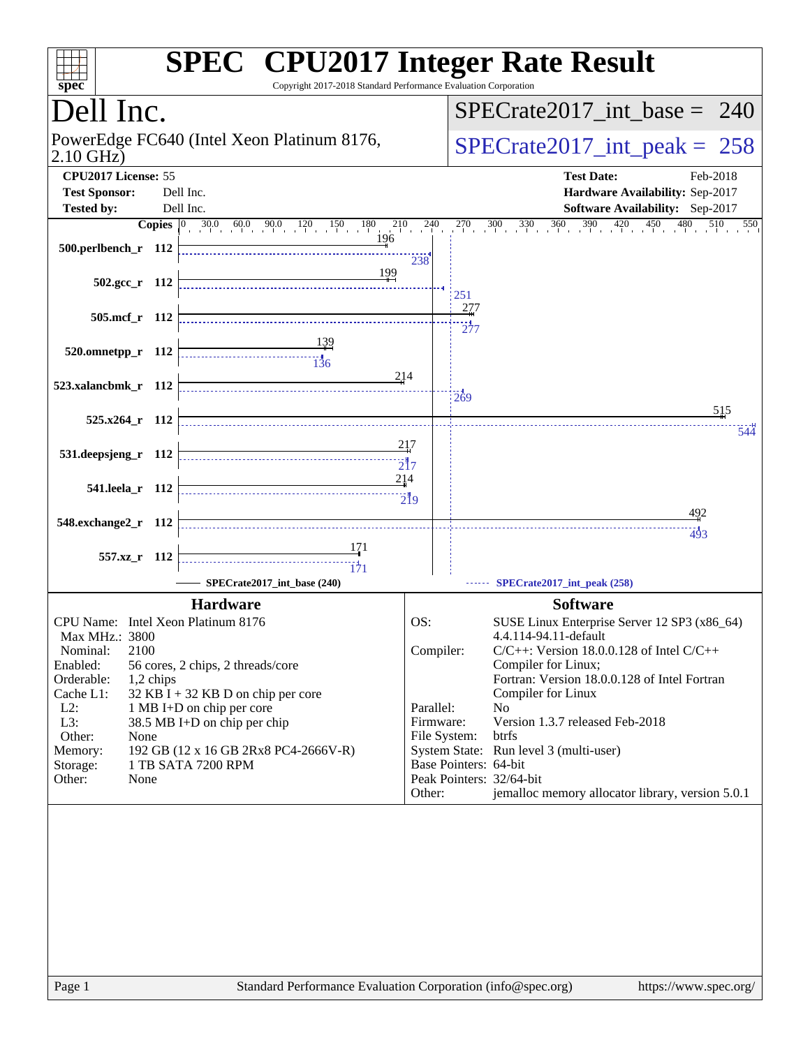# SPEC CPU2017 Integer Rate Result

Copyright 2017-2018 Standard Performance Evaluation Corporation

## Dell Inc.

PowerEdge FC640 (Intel Xeon Platinum 8176, 2.10 GHz)

SPECrate2017_int_base = 240

SPECrate2017_int_peak = 258

| | | | |
|---|---|---|---|
| **CPU2017 License:** | 55 | **Test Date:** | Feb-2018 |
| **Test Sponsor:** | Dell Inc. | **Hardware Availability:** | Sep-2017 |
| **Tested by:** | Dell Inc. | **Software Availability:** | Sep-2017 |

| Benchmark | Copies | SPECrate2017_int_base (240) | SPECrate2017_int_peak (258) |
|---|---|---|---|
| 500.perlbench_r | 112 | 196 | 238 |
| 502.gcc_r | 112 | 199 | 251 |
| 505.mcf_r | 112 | 277 | 277 |
| 520.omnetpp_r | 112 | 139 | 136 |
| 523.xalancbmk_r | 112 | 214 | 269 |
| 525.x264_r | 112 | 515 | 544 |
| 531.deepsjeng_r | 112 | 217 | 217 |
| 541.leela_r | 112 | 214 | 219 |
| 548.exchange2_r | 112 | 492 | 493 |
| 557.xz_r | 112 | 171 | 171 |

### Hardware

| | |
|---|---|
| CPU Name: | Intel Xeon Platinum 8176 |
| Max MHz.: | 3800 |
| Nominal: | 2100 |
| Enabled: | 56 cores, 2 chips, 2 threads/core |
| Orderable: | 1,2 chips |
| Cache L1: | 32 KB I + 32 KB D on chip per core |
| L2: | 1 MB I+D on chip per core |
| L3: | 38.5 MB I+D on chip per chip |
| Other: | None |
| Memory: | 192 GB (12 x 16 GB 2Rx8 PC4-2666V-R) |
| Storage: | 1 TB SATA 7200 RPM |
| Other: | None |

### Software

| | |
|---|---|
| OS: | SUSE Linux Enterprise Server 12 SP3 (x86_64) 4.4.114-94.11-default |
| Compiler: | C/C++: Version 18.0.0.128 of Intel C/C++ Compiler for Linux; Fortran: Version 18.0.0.128 of Intel Fortran Compiler for Linux |
| Parallel: | No |
| Firmware: | Version 1.3.7 released Feb-2018 |
| File System: | btrfs |
| System State: | Run level 3 (multi-user) |
| Base Pointers: | 64-bit |
| Peak Pointers: | 32/64-bit |
| Other: | jemalloc memory allocator library, version 5.0.1 |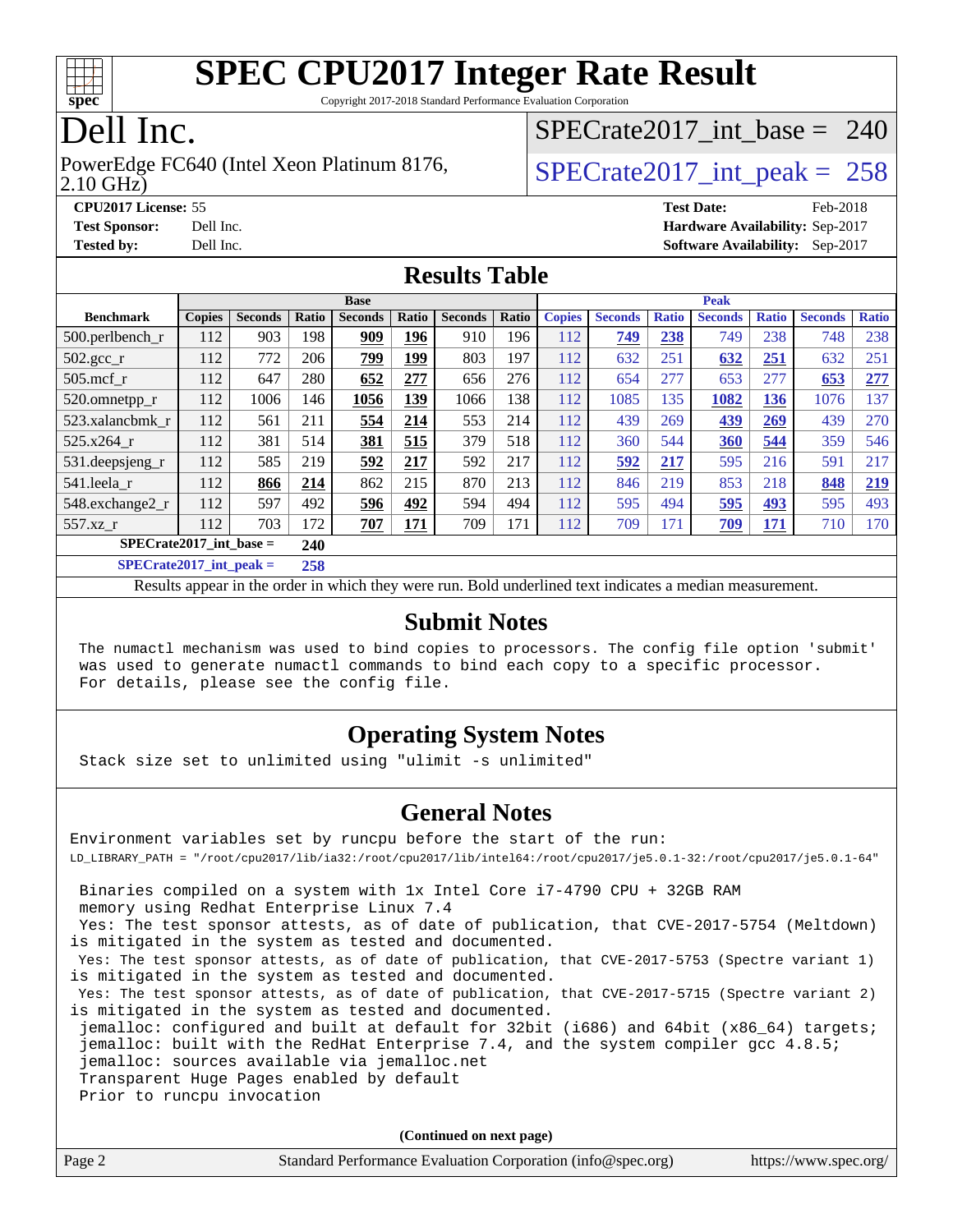# SPEC CPU2017 Integer Rate Result

Copyright 2017-2018 Standard Performance Evaluation Corporation

# Dell Inc.

PowerEdge FC640 (Intel Xeon Platinum 8176, 2.10 GHz)

SPECrate2017_int_base = 240

SPECrate2017_int_peak = 258

**CPU2017 License:** 55
**Test Sponsor:** Dell Inc.
**Tested by:** Dell Inc.

**Test Date:** Feb-2018
**Hardware Availability:** Sep-2017
**Software Availability:** Sep-2017

## Results Table

| Benchmark | Base | | | | | | | Peak | | | | | | |
|---|---|---|---|---|---|---|---|---|---|---|---|---|---|---|
| | Copies | Seconds | Ratio | Seconds | Ratio | Seconds | Ratio | Copies | Seconds | Ratio | Seconds | Ratio | Seconds | Ratio |
| 500.perlbench_r | 112 | 903 | 198 | **909** | **196** | 910 | 196 | 112 | **749** | **238** | 749 | 238 | 748 | 238 |
| 502.gcc_r | 112 | 772 | 206 | **799** | **199** | 803 | 197 | 112 | 632 | 251 | **632** | **251** | 632 | 251 |
| 505.mcf_r | 112 | 647 | 280 | **652** | **277** | 656 | 276 | 112 | 654 | 277 | 653 | 277 | **653** | **277** |
| 520.omnetpp_r | 112 | 1006 | 146 | **1056** | **139** | 1066 | 138 | 112 | 1085 | 135 | **1082** | **136** | 1076 | 137 |
| 523.xalancbmk_r | 112 | 561 | 211 | **554** | **214** | 553 | 214 | 112 | 439 | 269 | **439** | **269** | 439 | 270 |
| 525.x264_r | 112 | 381 | 514 | **381** | **515** | 379 | 518 | 112 | 360 | 544 | **360** | **544** | 359 | 546 |
| 531.deepsjeng_r | 112 | 585 | 219 | **592** | **217** | 592 | 217 | 112 | **592** | **217** | 595 | 216 | 591 | 217 |
| 541.leela_r | 112 | **866** | **214** | 862 | 215 | 870 | 213 | 112 | 846 | 219 | 853 | 218 | **848** | **219** |
| 548.exchange2_r | 112 | 597 | 492 | **596** | **492** | 594 | 494 | 112 | 595 | 494 | **595** | **493** | 595 | 493 |
| 557.xz_r | 112 | 703 | 172 | **707** | **171** | 709 | 171 | 112 | 709 | 171 | **709** | **171** | 710 | 170 |

**SPECrate2017_int_base = 240**

**SPECrate2017_int_peak = 258**

Results appear in the order in which they were run. Bold underlined text indicates a median measurement.

## Submit Notes

The numactl mechanism was used to bind copies to processors. The config file option 'submit' was used to generate numactl commands to bind each copy to a specific processor. For details, please see the config file.

## Operating System Notes

Stack size set to unlimited using "ulimit -s unlimited"

## General Notes

Environment variables set by runcpu before the start of the run:
LD_LIBRARY_PATH = "/root/cpu2017/lib/ia32:/root/cpu2017/lib/intel64:/root/cpu2017/je5.0.1-32:/root/cpu2017/je5.0.1-64"

Binaries compiled on a system with 1x Intel Core i7-4790 CPU + 32GB RAM memory using Redhat Enterprise Linux 7.4
Yes: The test sponsor attests, as of date of publication, that CVE-2017-5754 (Meltdown) is mitigated in the system as tested and documented.
Yes: The test sponsor attests, as of date of publication, that CVE-2017-5753 (Spectre variant 1) is mitigated in the system as tested and documented.
Yes: The test sponsor attests, as of date of publication, that CVE-2017-5715 (Spectre variant 2) is mitigated in the system as tested and documented.
jemalloc: configured and built at default for 32bit (i686) and 64bit (x86_64) targets;
jemalloc: built with the RedHat Enterprise 7.4, and the system compiler gcc 4.8.5;
jemalloc: sources available via jemalloc.net
Transparent Huge Pages enabled by default
Prior to runcpu invocation

**(Continued on next page)**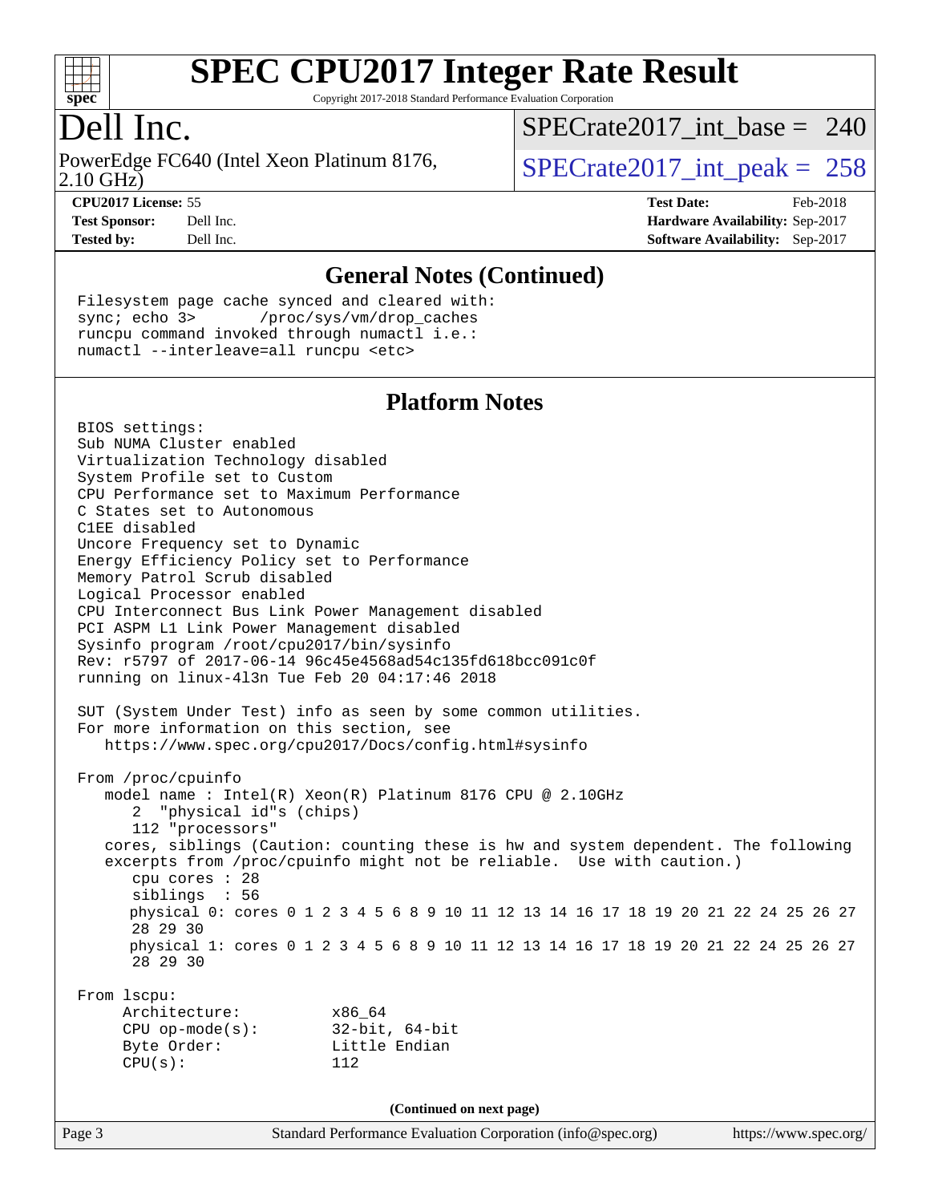## General Notes (Continued)

```
Filesystem page cache synced and cleared with:
sync; echo 3>       /proc/sys/vm/drop_caches
runcpu command invoked through numactl i.e.:
numactl --interleave=all runcpu <etc>
```

## Platform Notes

```
BIOS settings:
Sub NUMA Cluster enabled
Virtualization Technology disabled
System Profile set to Custom
CPU Performance set to Maximum Performance
C States set to Autonomous
C1EE disabled
Uncore Frequency set to Dynamic
Energy Efficiency Policy set to Performance
Memory Patrol Scrub disabled
Logical Processor enabled
CPU Interconnect Bus Link Power Management disabled
PCI ASPM L1 Link Power Management disabled
Sysinfo program /root/cpu2017/bin/sysinfo
Rev: r5797 of 2017-06-14 96c45e4568ad54c135fd618bcc091c0f
running on linux-4l3n Tue Feb 20 04:17:46 2018

SUT (System Under Test) info as seen by some common utilities.
For more information on this section, see
   https://www.spec.org/cpu2017/Docs/config.html#sysinfo

From /proc/cpuinfo
   model name : Intel(R) Xeon(R) Platinum 8176 CPU @ 2.10GHz
      2  "physical id"s (chips)
      112 "processors"
   cores, siblings (Caution: counting these is hw and system dependent. The following
   excerpts from /proc/cpuinfo might not be reliable.  Use with caution.)
      cpu cores : 28
      siblings  : 56
      physical 0: cores 0 1 2 3 4 5 6 8 9 10 11 12 13 14 16 17 18 19 20 21 22 24 25 26 27
      28 29 30
      physical 1: cores 0 1 2 3 4 5 6 8 9 10 11 12 13 14 16 17 18 19 20 21 22 24 25 26 27
      28 29 30

From lscpu:
     Architecture:          x86_64
     CPU op-mode(s):        32-bit, 64-bit
     Byte Order:            Little Endian
     CPU(s):                112
```

(Continued on next page)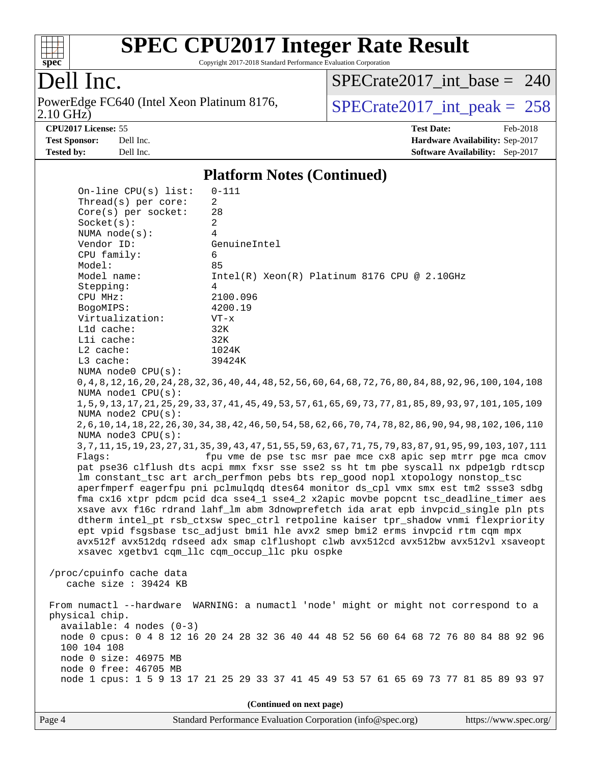## Platform Notes (Continued)

```
     On-line CPU(s) list:   0-111
     Thread(s) per core:    2
     Core(s) per socket:    28
     Socket(s):             2
     NUMA node(s):          4
     Vendor ID:             GenuineIntel
     CPU family:            6
     Model:                 85
     Model name:            Intel(R) Xeon(R) Platinum 8176 CPU @ 2.10GHz
     Stepping:              4
     CPU MHz:               2100.096
     BogoMIPS:              4200.19
     Virtualization:        VT-x
     L1d cache:             32K
     L1i cache:             32K
     L2 cache:              1024K
     L3 cache:              39424K
     NUMA node0 CPU(s):
     0,4,8,12,16,20,24,28,32,36,40,44,48,52,56,60,64,68,72,76,80,84,88,92,96,100,104,108
     NUMA node1 CPU(s):
     1,5,9,13,17,21,25,29,33,37,41,45,49,53,57,61,65,69,73,77,81,85,89,93,97,101,105,109
     NUMA node2 CPU(s):
     2,6,10,14,18,22,26,30,34,38,42,46,50,54,58,62,66,70,74,78,82,86,90,94,98,102,106,110
     NUMA node3 CPU(s):
     3,7,11,15,19,23,27,31,35,39,43,47,51,55,59,63,67,71,75,79,83,87,91,95,99,103,107,111
     Flags:                 fpu vme de pse tsc msr pae mce cx8 apic sep mtrr pge mca cmov
     pat pse36 clflush dts acpi mmx fxsr sse sse2 ss ht tm pbe syscall nx pdpe1gb rdtscp
     lm constant_tsc art arch_perfmon pebs bts rep_good nopl xtopology nonstop_tsc
     aperfmperf eagerfpu pni pclmulqdq dtes64 monitor ds_cpl vmx smx est tm2 ssse3 sdbg
     fma cx16 xtpr pdcm pcid dca sse4_1 sse4_2 x2apic movbe popcnt tsc_deadline_timer aes
     xsave avx f16c rdrand lahf_lm abm 3dnowprefetch ida arat epb invpcid_single pln pts
     dtherm intel_pt rsb_ctxsw spec_ctrl retpoline kaiser tpr_shadow vnmi flexpriority
     ept vpid fsgsbase tsc_adjust bmi1 hle avx2 smep bmi2 erms invpcid rtm cqm mpx
     avx512f avx512dq rdseed adx smap clflushopt clwb avx512cd avx512bw avx512vl xsaveopt
     xsavec xgetbv1 cqm_llc cqm_occup_llc pku ospke

 /proc/cpuinfo cache data
    cache size : 39424 KB

 From numactl --hardware  WARNING: a numactl 'node' might or might not correspond to a
 physical chip.
   available: 4 nodes (0-3)
   node 0 cpus: 0 4 8 12 16 20 24 28 32 36 40 44 48 52 56 60 64 68 72 76 80 84 88 92 96
   100 104 108
   node 0 size: 46975 MB
   node 0 free: 46705 MB
   node 1 cpus: 1 5 9 13 17 21 25 29 33 37 41 45 49 53 57 61 65 69 73 77 81 85 89 93 97
```

**(Continued on next page)**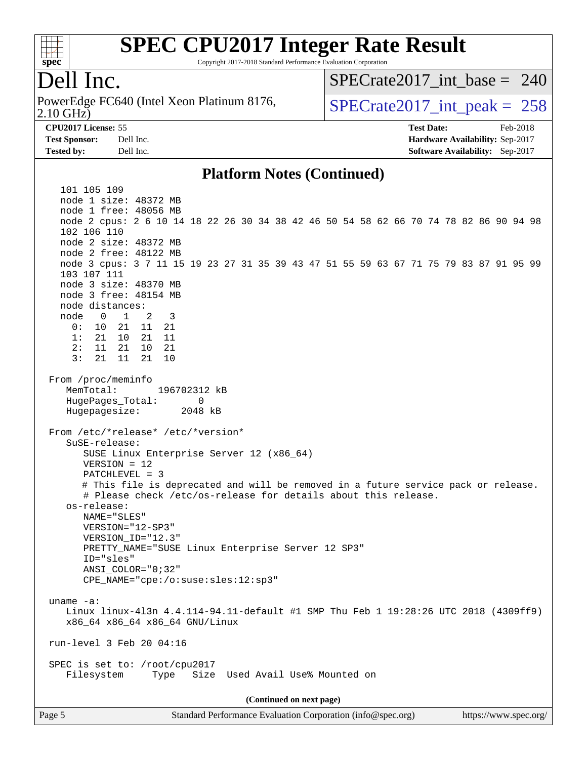## Platform Notes (Continued)

```
   101 105 109
   node 1 size: 48372 MB
   node 1 free: 48056 MB
   node 2 cpus: 2 6 10 14 18 22 26 30 34 38 42 46 50 54 58 62 66 70 74 78 82 86 90 94 98
   102 106 110
   node 2 size: 48372 MB
   node 2 free: 48122 MB
   node 3 cpus: 3 7 11 15 19 23 27 31 35 39 43 47 51 55 59 63 67 71 75 79 83 87 91 95 99
   103 107 111
   node 3 size: 48370 MB
   node 3 free: 48154 MB
   node distances:
   node   0   1   2   3
     0:  10  21  11  21
     1:  21  10  21  11
     2:  11  21  10  21
     3:  21  11  21  10

 From /proc/meminfo
    MemTotal:       196702312 kB
    HugePages_Total:       0
    Hugepagesize:       2048 kB

 From /etc/*release* /etc/*version*
    SuSE-release:
       SUSE Linux Enterprise Server 12 (x86_64)
       VERSION = 12
       PATCHLEVEL = 3
       # This file is deprecated and will be removed in a future service pack or release.
       # Please check /etc/os-release for details about this release.
    os-release:
       NAME="SLES"
       VERSION="12-SP3"
       VERSION_ID="12.3"
       PRETTY_NAME="SUSE Linux Enterprise Server 12 SP3"
       ID="sles"
       ANSI_COLOR="0;32"
       CPE_NAME="cpe:/o:suse:sles:12:sp3"

 uname -a:
    Linux linux-4l3n 4.4.114-94.11-default #1 SMP Thu Feb 1 19:28:26 UTC 2018 (4309ff9)
    x86_64 x86_64 x86_64 GNU/Linux

 run-level 3 Feb 20 04:16

 SPEC is set to: /root/cpu2017
    Filesystem     Type   Size  Used Avail Use% Mounted on
```

(Continued on next page)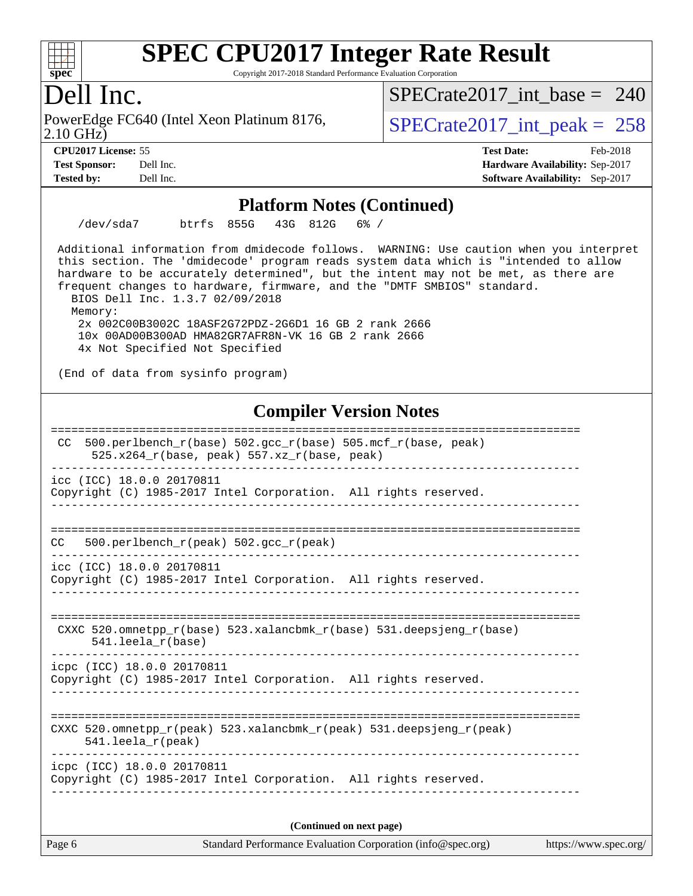## Platform Notes (Continued)

```
    /dev/sda7      btrfs  855G   43G  812G   6% /

 Additional information from dmidecode follows.  WARNING: Use caution when you interpret
 this section. The 'dmidecode' program reads system data which is "intended to allow
 hardware to be accurately determined", but the intent may not be met, as there are
 frequent changes to hardware, firmware, and the "DMTF SMBIOS" standard.
   BIOS Dell Inc. 1.3.7 02/09/2018
   Memory:
    2x 002C00B3002C 18ASF2G72PDZ-2G6D1 16 GB 2 rank 2666
    10x 00AD00B300AD HMA82GR7AFR8N-VK 16 GB 2 rank 2666
    4x Not Specified Not Specified

 (End of data from sysinfo program)
```

## Compiler Version Notes

```
==============================================================================
 CC  500.perlbench_r(base) 502.gcc_r(base) 505.mcf_r(base, peak)
      525.x264_r(base, peak) 557.xz_r(base, peak)
------------------------------------------------------------------------------
icc (ICC) 18.0.0 20170811
Copyright (C) 1985-2017 Intel Corporation.  All rights reserved.
------------------------------------------------------------------------------

==============================================================================
CC   500.perlbench_r(peak) 502.gcc_r(peak)
------------------------------------------------------------------------------
icc (ICC) 18.0.0 20170811
Copyright (C) 1985-2017 Intel Corporation.  All rights reserved.
------------------------------------------------------------------------------

==============================================================================
 CXXC 520.omnetpp_r(base) 523.xalancbmk_r(base) 531.deepsjeng_r(base)
      541.leela_r(base)
------------------------------------------------------------------------------
icpc (ICC) 18.0.0 20170811
Copyright (C) 1985-2017 Intel Corporation.  All rights reserved.
------------------------------------------------------------------------------

==============================================================================
CXXC 520.omnetpp_r(peak) 523.xalancbmk_r(peak) 531.deepsjeng_r(peak)
     541.leela_r(peak)
------------------------------------------------------------------------------
icpc (ICC) 18.0.0 20170811
Copyright (C) 1985-2017 Intel Corporation.  All rights reserved.
------------------------------------------------------------------------------
```

**(Continued on next page)**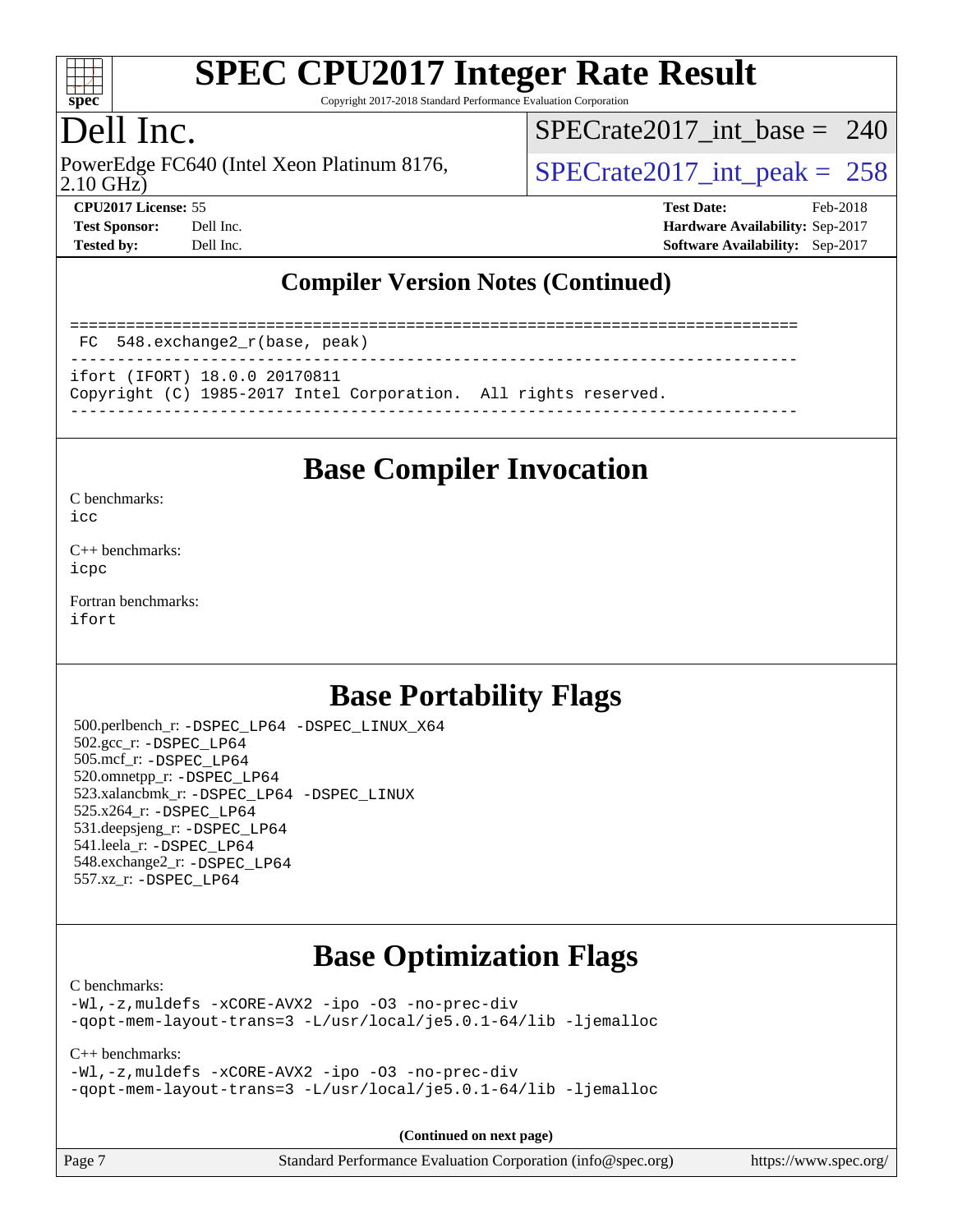# Dell Inc.

PowerEdge FC640 (Intel Xeon Platinum 8176, 2.10 GHz)

SPECrate2017_int_base = 240

SPECrate2017_int_peak = 258

**CPU2017 License:** 55
**Test Sponsor:** Dell Inc.
**Tested by:** Dell Inc.

**Test Date:** Feb-2018
**Hardware Availability:** Sep-2017
**Software Availability:** Sep-2017

## Compiler Version Notes (Continued)

```
==============================================================================
 FC  548.exchange2_r(base, peak)
------------------------------------------------------------------------------
ifort (IFORT) 18.0.0 20170811
Copyright (C) 1985-2017 Intel Corporation.  All rights reserved.
------------------------------------------------------------------------------
```

## Base Compiler Invocation

C benchmarks:
`icc`

C++ benchmarks:
`icpc`

Fortran benchmarks:
`ifort`

## Base Portability Flags

500.perlbench_r: -DSPEC_LP64 -DSPEC_LINUX_X64
502.gcc_r: -DSPEC_LP64
505.mcf_r: -DSPEC_LP64
520.omnetpp_r: -DSPEC_LP64
523.xalancbmk_r: -DSPEC_LP64 -DSPEC_LINUX
525.x264_r: -DSPEC_LP64
531.deepsjeng_r: -DSPEC_LP64
541.leela_r: -DSPEC_LP64
548.exchange2_r: -DSPEC_LP64
557.xz_r: -DSPEC_LP64

## Base Optimization Flags

C benchmarks:
```
-Wl,-z,muldefs -xCORE-AVX2 -ipo -O3 -no-prec-div
-qopt-mem-layout-trans=3 -L/usr/local/je5.0.1-64/lib -ljemalloc
```

C++ benchmarks:
```
-Wl,-z,muldefs -xCORE-AVX2 -ipo -O3 -no-prec-div
-qopt-mem-layout-trans=3 -L/usr/local/je5.0.1-64/lib -ljemalloc
```

**(Continued on next page)**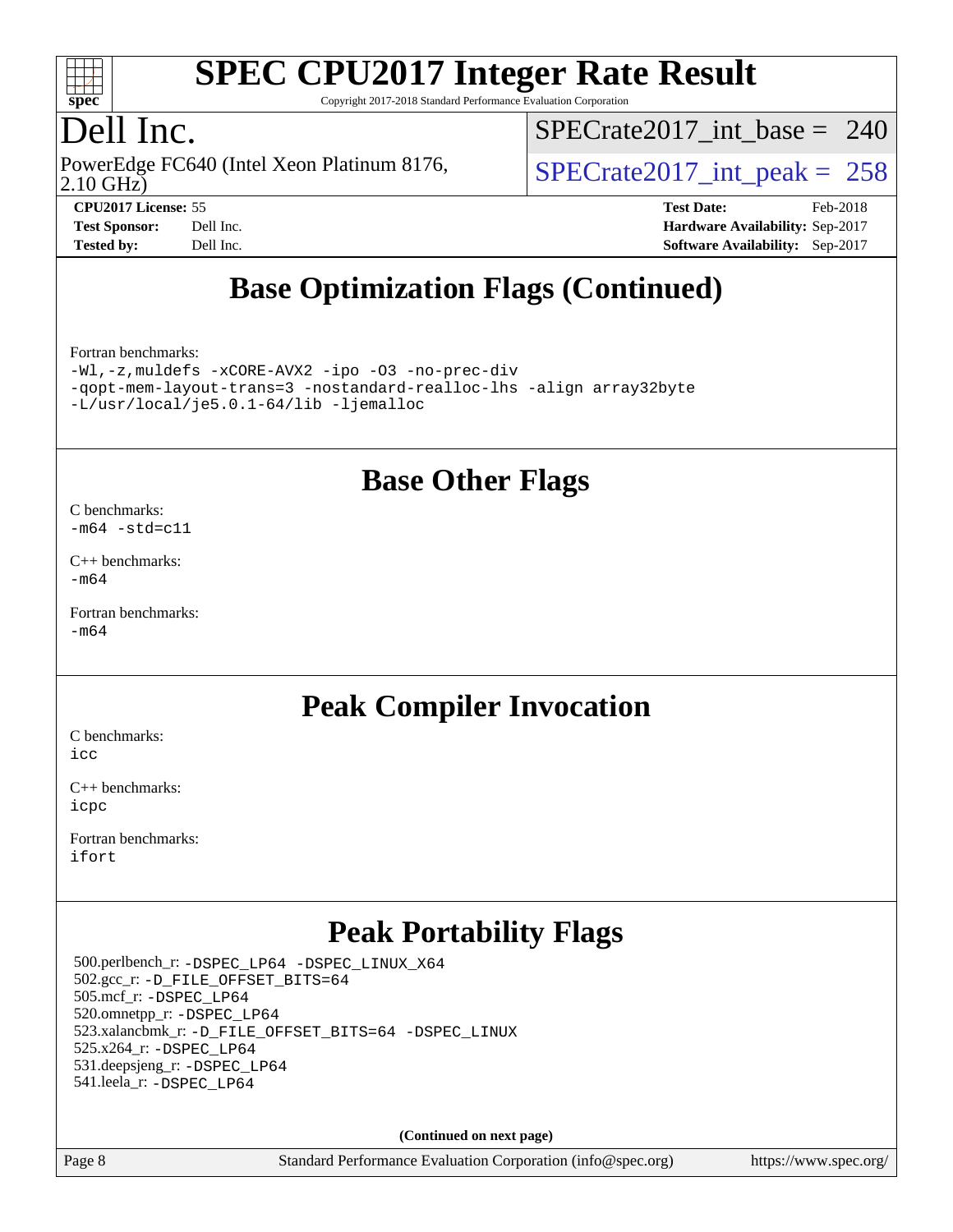## Base Optimization Flags (Continued)

Fortran benchmarks:
```
-Wl,-z,muldefs -xCORE-AVX2 -ipo -O3 -no-prec-div
-qopt-mem-layout-trans=3 -nostandard-realloc-lhs -align array32byte
-L/usr/local/je5.0.1-64/lib -ljemalloc
```

## Base Other Flags

C benchmarks:
```
-m64 -std=c11
```

C++ benchmarks:
```
-m64
```

Fortran benchmarks:
```
-m64
```

## Peak Compiler Invocation

C benchmarks:
```
icc
```

C++ benchmarks:
```
icpc
```

Fortran benchmarks:
```
ifort
```

## Peak Portability Flags

500.perlbench_r: -DSPEC_LP64 -DSPEC_LINUX_X64
502.gcc_r: -D_FILE_OFFSET_BITS=64
505.mcf_r: -DSPEC_LP64
520.omnetpp_r: -DSPEC_LP64
523.xalancbmk_r: -D_FILE_OFFSET_BITS=64 -DSPEC_LINUX
525.x264_r: -DSPEC_LP64
531.deepsjeng_r: -DSPEC_LP64
541.leela_r: -DSPEC_LP64

**(Continued on next page)**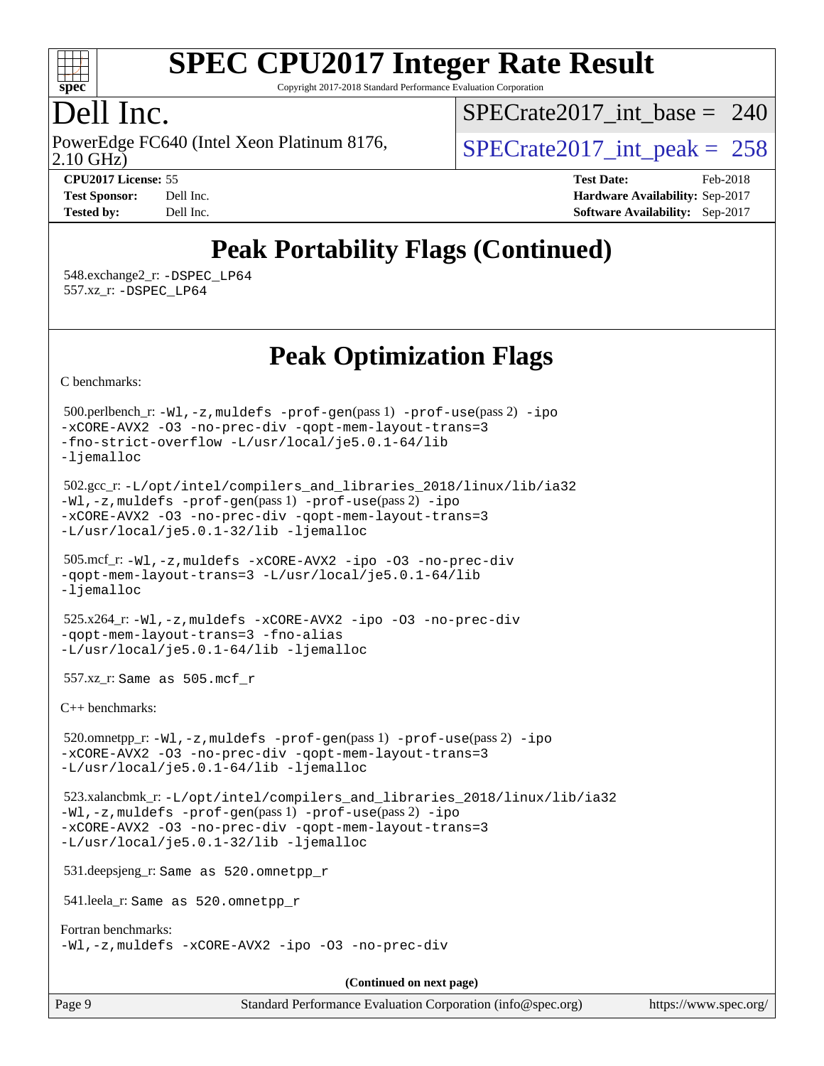## Peak Portability Flags (Continued)

548.exchange2_r: -DSPEC_LP64
557.xz_r: -DSPEC_LP64

## Peak Optimization Flags

C benchmarks:

500.perlbench_r: -Wl,-z,muldefs -prof-gen(pass 1) -prof-use(pass 2) -ipo -xCORE-AVX2 -O3 -no-prec-div -qopt-mem-layout-trans=3 -fno-strict-overflow -L/usr/local/je5.0.1-64/lib -ljemalloc

502.gcc_r: -L/opt/intel/compilers_and_libraries_2018/linux/lib/ia32 -Wl,-z,muldefs -prof-gen(pass 1) -prof-use(pass 2) -ipo -xCORE-AVX2 -O3 -no-prec-div -qopt-mem-layout-trans=3 -L/usr/local/je5.0.1-32/lib -ljemalloc

505.mcf_r: -Wl,-z,muldefs -xCORE-AVX2 -ipo -O3 -no-prec-div -qopt-mem-layout-trans=3 -L/usr/local/je5.0.1-64/lib -ljemalloc

525.x264_r: -Wl,-z,muldefs -xCORE-AVX2 -ipo -O3 -no-prec-div -qopt-mem-layout-trans=3 -fno-alias -L/usr/local/je5.0.1-64/lib -ljemalloc

557.xz_r: Same as 505.mcf_r

C++ benchmarks:

520.omnetpp_r: -Wl,-z,muldefs -prof-gen(pass 1) -prof-use(pass 2) -ipo -xCORE-AVX2 -O3 -no-prec-div -qopt-mem-layout-trans=3 -L/usr/local/je5.0.1-64/lib -ljemalloc

523.xalancbmk_r: -L/opt/intel/compilers_and_libraries_2018/linux/lib/ia32 -Wl,-z,muldefs -prof-gen(pass 1) -prof-use(pass 2) -ipo -xCORE-AVX2 -O3 -no-prec-div -qopt-mem-layout-trans=3 -L/usr/local/je5.0.1-32/lib -ljemalloc

531.deepsjeng_r: Same as 520.omnetpp_r

541.leela_r: Same as 520.omnetpp_r

Fortran benchmarks:
-Wl,-z,muldefs -xCORE-AVX2 -ipo -O3 -no-prec-div

**(Continued on next page)**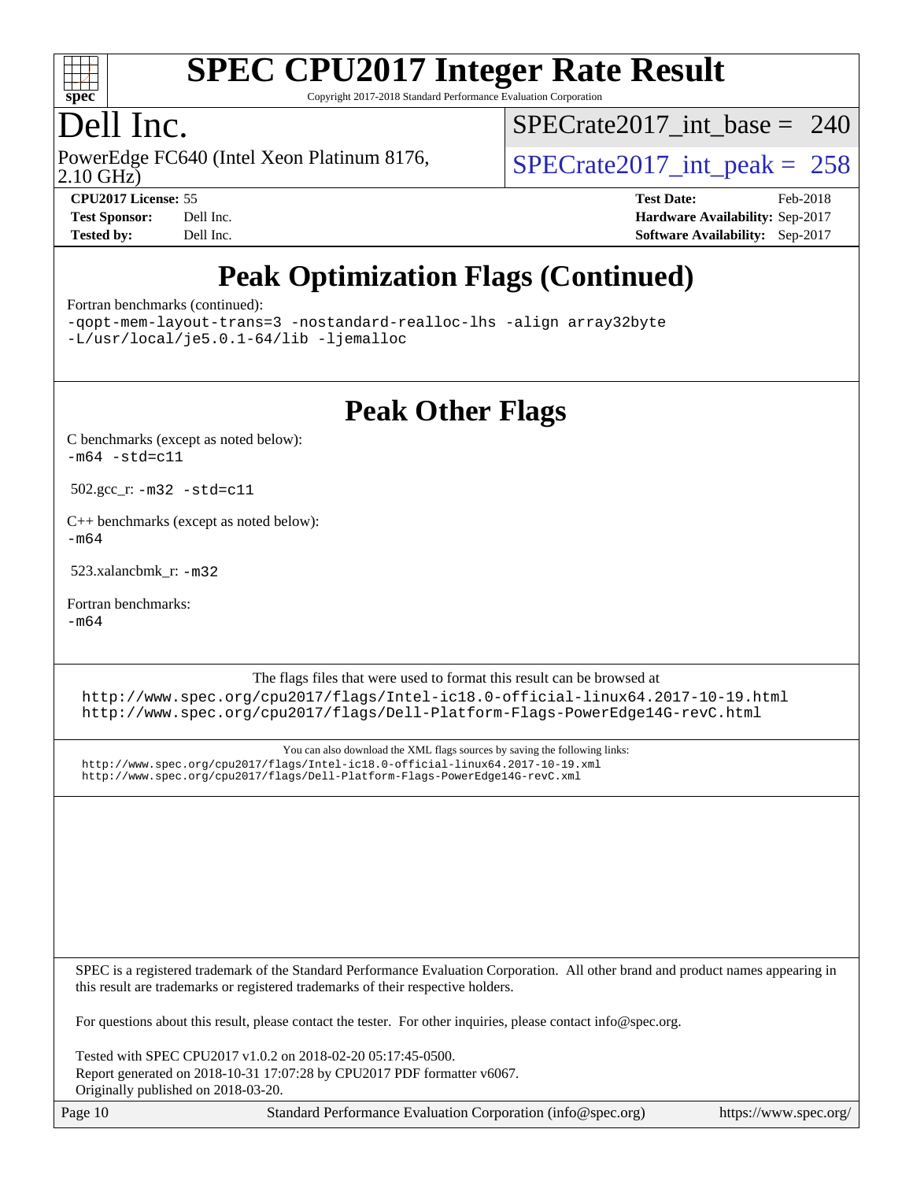# Peak Optimization Flags (Continued)

Fortran benchmarks (continued):

```
-qopt-mem-layout-trans=3 -nostandard-realloc-lhs -align array32byte
-L/usr/local/je5.0.1-64/lib -ljemalloc
```

# Peak Other Flags

C benchmarks (except as noted below):
`-m64 -std=c11`

502.gcc_r: `-m32 -std=c11`

C++ benchmarks (except as noted below):
`-m64`

523.xalancbmk_r: `-m32`

Fortran benchmarks:
`-m64`

The flags files that were used to format this result can be browsed at
http://www.spec.org/cpu2017/flags/Intel-ic18.0-official-linux64.2017-10-19.html
http://www.spec.org/cpu2017/flags/Dell-Platform-Flags-PowerEdge14G-revC.html

You can also download the XML flags sources by saving the following links:
http://www.spec.org/cpu2017/flags/Intel-ic18.0-official-linux64.2017-10-19.xml
http://www.spec.org/cpu2017/flags/Dell-Platform-Flags-PowerEdge14G-revC.xml

SPEC is a registered trademark of the Standard Performance Evaluation Corporation. All other brand and product names appearing in this result are trademarks or registered trademarks of their respective holders.

For questions about this result, please contact the tester. For other inquiries, please contact info@spec.org.

Tested with SPEC CPU2017 v1.0.2 on 2018-02-20 05:17:45-0500.
Report generated on 2018-10-31 17:07:28 by CPU2017 PDF formatter v6067.
Originally published on 2018-03-20.